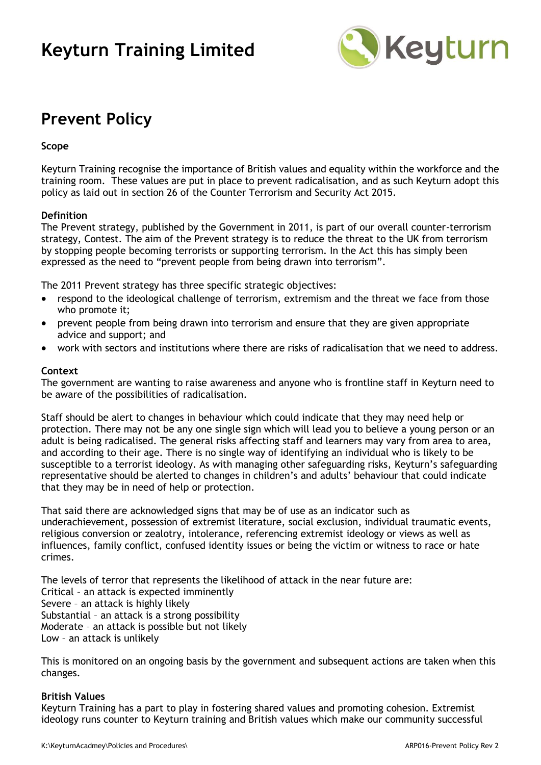# Keyturn Training Limited

## Prevent Policy

**Scope**

Keyturn Training recognise the importance of British values and equality within the workforce and the training room. These values are put in place to prevent radicalisation, and as such Keyturn adopt this policy as laid out in section 26 of the Counter Terrorism and Security Act 2015.

**Definition**

The Prevent strategy, published by the Government in 2011, is part of our overall counter-terrorism strategy, Contest. The aim of the Prevent strategy is to reduce the threat to the UK from terrorism by stopping people becoming terrorists or supporting terrorism. In the Act this has simply been expressed as the need to "prevent people from being drawn into terrorism".

The 2011 Prevent strategy has three specific strategic objectives:

- respond to the ideological challenge of terrorism, extremism and the threat we face from those who promote it;
- prevent people from being drawn into terrorism and ensure that they are given appropriate advice and support; and
- work with sectors and institutions where there are risks of radicalisation that we need to address.

**Context**

The government are wanting to raise awareness and anyone who is frontline staff in Keyturn need to be aware of the possibilities of radicalisation.

Staff should be alert to changes in behaviour which could indicate that they may need help or protection. There may not be any one single sign which will lead you to believe a young person or an adult is being radicalised. The general risks affecting staff and learners may vary from area to area, and according to their age. There is no single way of identifying an individual who is likely to be susceptible to a terrorist ideology. As with managing other safeguarding risks, Keyturn's safeguarding representative should be alerted to changes in children's and adults' behaviour that could indicate that they may be in need of help or protection.

That said there are acknowledged signs that may be of use as an indicator such as underachievement, possession of extremist literature, social exclusion, individual traumatic events, religious conversion or zealotry, intolerance, referencing extremist ideology or views as well as influences, family conflict, confused identity issues or being the victim or witness to race or hate crimes.

The levels of terror that represents the likelihood of attack in the near future are:
Critical – an attack is expected imminently
Severe – an attack is highly likely
Substantial – an attack is a strong possibility
Moderate – an attack is possible but not likely
Low – an attack is unlikely

This is monitored on an ongoing basis by the government and subsequent actions are taken when this changes.

**British Values**

Keyturn Training has a part to play in fostering shared values and promoting cohesion. Extremist ideology runs counter to Keyturn training and British values which make our community successful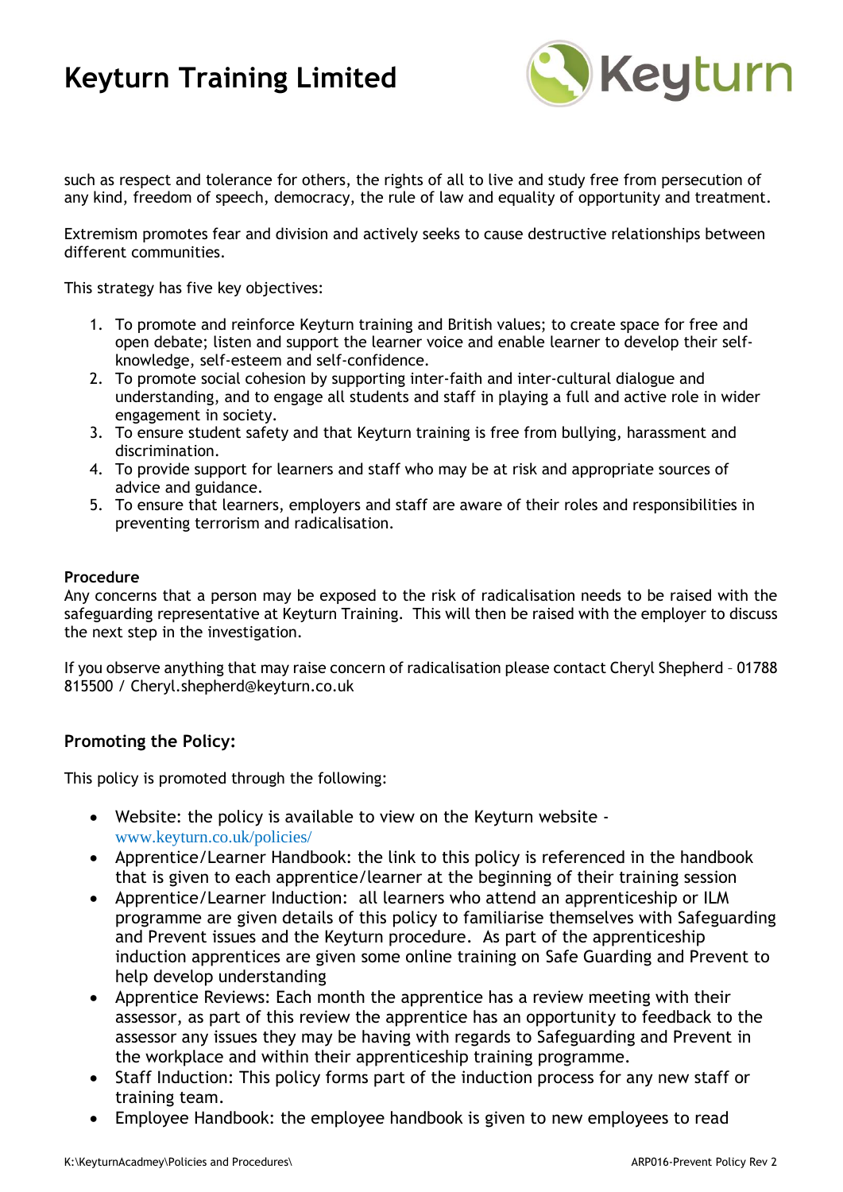such as respect and tolerance for others, the rights of all to live and study free from persecution of any kind, freedom of speech, democracy, the rule of law and equality of opportunity and treatment.

Extremism promotes fear and division and actively seeks to cause destructive relationships between different communities.

This strategy has five key objectives:

1. To promote and reinforce Keyturn training and British values; to create space for free and open debate; listen and support the learner voice and enable learner to develop their self-knowledge, self-esteem and self-confidence.
2. To promote social cohesion by supporting inter-faith and inter-cultural dialogue and understanding, and to engage all students and staff in playing a full and active role in wider engagement in society.
3. To ensure student safety and that Keyturn training is free from bullying, harassment and discrimination.
4. To provide support for learners and staff who may be at risk and appropriate sources of advice and guidance.
5. To ensure that learners, employers and staff are aware of their roles and responsibilities in preventing terrorism and radicalisation.

**Procedure**

Any concerns that a person may be exposed to the risk of radicalisation needs to be raised with the safeguarding representative at Keyturn Training. This will then be raised with the employer to discuss the next step in the investigation.

If you observe anything that may raise concern of radicalisation please contact Cheryl Shepherd – 01788 815500 / Cheryl.shepherd@keyturn.co.uk

## Promoting the Policy:

This policy is promoted through the following:

- Website: the policy is available to view on the Keyturn website - www.keyturn.co.uk/policies/
- Apprentice/Learner Handbook: the link to this policy is referenced in the handbook that is given to each apprentice/learner at the beginning of their training session
- Apprentice/Learner Induction: all learners who attend an apprenticeship or ILM programme are given details of this policy to familiarise themselves with Safeguarding and Prevent issues and the Keyturn procedure. As part of the apprenticeship induction apprentices are given some online training on Safe Guarding and Prevent to help develop understanding
- Apprentice Reviews: Each month the apprentice has a review meeting with their assessor, as part of this review the apprentice has an opportunity to feedback to the assessor any issues they may be having with regards to Safeguarding and Prevent in the workplace and within their apprenticeship training programme.
- Staff Induction: This policy forms part of the induction process for any new staff or training team.
- Employee Handbook: the employee handbook is given to new employees to read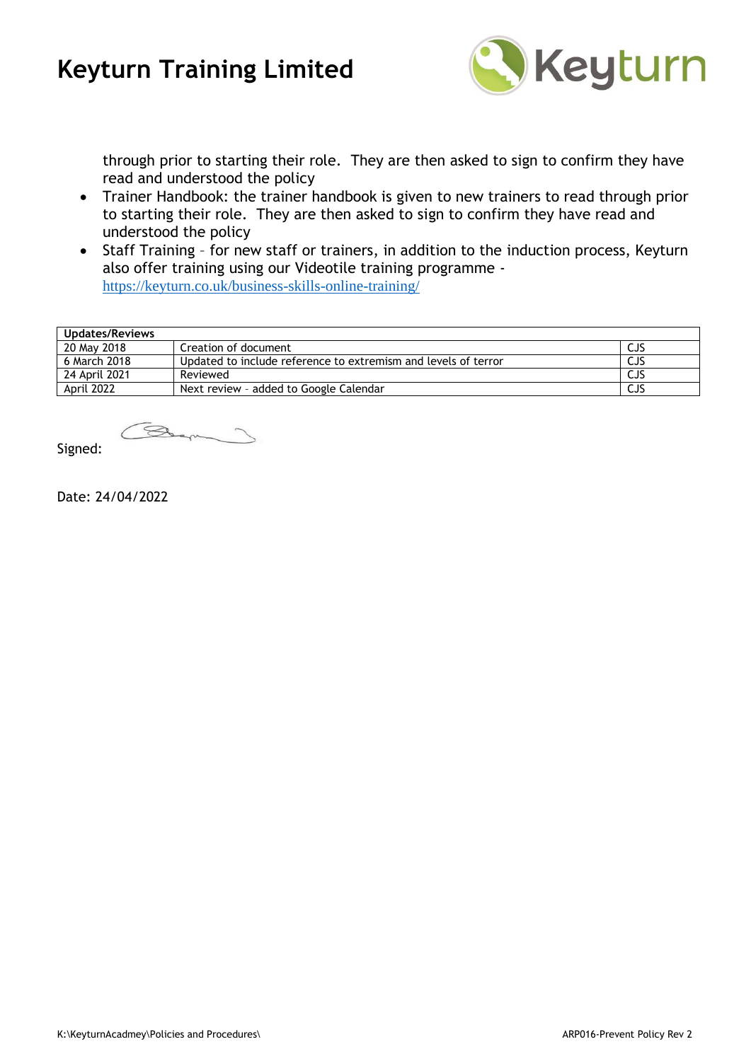through prior to starting their role. They are then asked to sign to confirm they have read and understood the policy

- Trainer Handbook: the trainer handbook is given to new trainers to read through prior to starting their role. They are then asked to sign to confirm they have read and understood the policy
- Staff Training – for new staff or trainers, in addition to the induction process, Keyturn also offer training using our Videotile training programme - https://keyturn.co.uk/business-skills-online-training/

| Updates/Reviews | | |
|---|---|---|
| 20 May 2018 | Creation of document | CJS |
| 6 March 2018 | Updated to include reference to extremism and levels of terror | CJS |
| 24 April 2021 | Reviewed | CJS |
| April 2022 | Next review – added to Google Calendar | CJS |

Signed:

Date: 24/04/2022